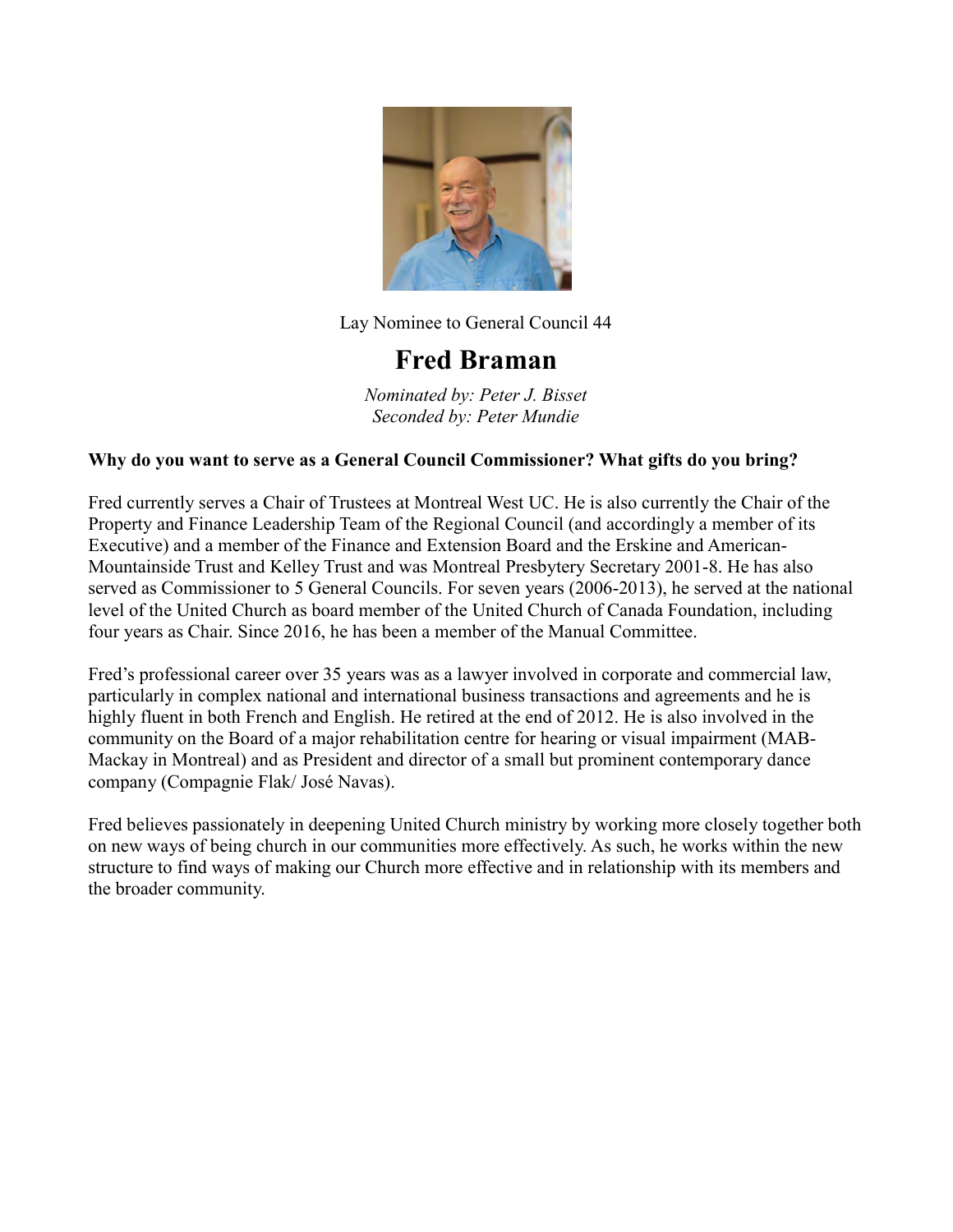Lay Nominee to General Council 44

# Fred Braman

*Nominated by: Peter J. Bisset*
*Seconded by: Peter Mundie*

**Why do you want to serve as a General Council Commissioner? What gifts do you bring?**

Fred currently serves a Chair of Trustees at Montreal West UC. He is also currently the Chair of the Property and Finance Leadership Team of the Regional Council (and accordingly a member of its Executive) and a member of the Finance and Extension Board and the Erskine and American-Mountainside Trust and Kelley Trust and was Montreal Presbytery Secretary 2001-8. He has also served as Commissioner to 5 General Councils. For seven years (2006-2013), he served at the national level of the United Church as board member of the United Church of Canada Foundation, including four years as Chair. Since 2016, he has been a member of the Manual Committee.

Fred's professional career over 35 years was as a lawyer involved in corporate and commercial law, particularly in complex national and international business transactions and agreements and he is highly fluent in both French and English. He retired at the end of 2012. He is also involved in the community on the Board of a major rehabilitation centre for hearing or visual impairment (MAB-Mackay in Montreal) and as President and director of a small but prominent contemporary dance company (Compagnie Flak/ José Navas).

Fred believes passionately in deepening United Church ministry by working more closely together both on new ways of being church in our communities more effectively. As such, he works within the new structure to find ways of making our Church more effective and in relationship with its members and the broader community.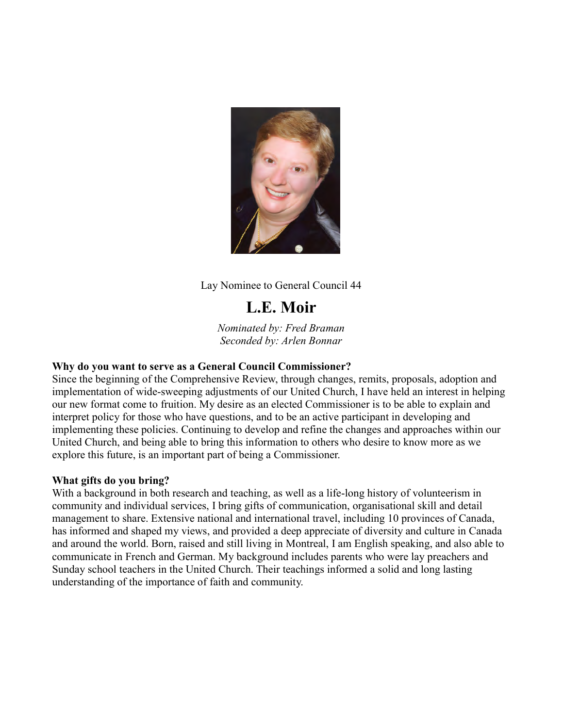Lay Nominee to General Council 44

# L.E. Moir

*Nominated by: Fred Braman*
*Seconded by: Arlen Bonnar*

**Why do you want to serve as a General Council Commissioner?**

Since the beginning of the Comprehensive Review, through changes, remits, proposals, adoption and implementation of wide-sweeping adjustments of our United Church, I have held an interest in helping our new format come to fruition. My desire as an elected Commissioner is to be able to explain and interpret policy for those who have questions, and to be an active participant in developing and implementing these policies. Continuing to develop and refine the changes and approaches within our United Church, and being able to bring this information to others who desire to know more as we explore this future, is an important part of being a Commissioner.

**What gifts do you bring?**

With a background in both research and teaching, as well as a life-long history of volunteerism in community and individual services, I bring gifts of communication, organisational skill and detail management to share. Extensive national and international travel, including 10 provinces of Canada, has informed and shaped my views, and provided a deep appreciate of diversity and culture in Canada and around the world. Born, raised and still living in Montreal, I am English speaking, and also able to communicate in French and German. My background includes parents who were lay preachers and Sunday school teachers in the United Church. Their teachings informed a solid and long lasting understanding of the importance of faith and community.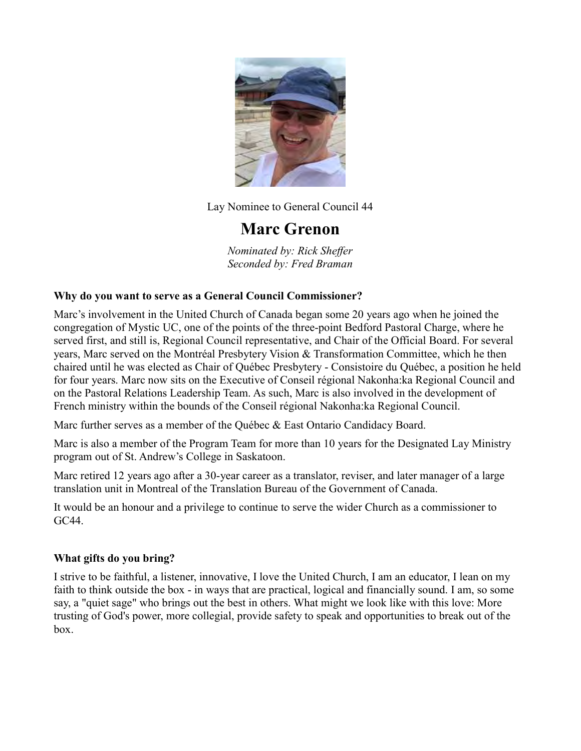Lay Nominee to General Council 44

# Marc Grenon

*Nominated by: Rick Sheffer*
*Seconded by: Fred Braman*

**Why do you want to serve as a General Council Commissioner?**

Marc's involvement in the United Church of Canada began some 20 years ago when he joined the congregation of Mystic UC, one of the points of the three-point Bedford Pastoral Charge, where he served first, and still is, Regional Council representative, and Chair of the Official Board. For several years, Marc served on the Montréal Presbytery Vision & Transformation Committee, which he then chaired until he was elected as Chair of Québec Presbytery - Consistoire du Québec, a position he held for four years. Marc now sits on the Executive of Conseil régional Nakonha:ka Regional Council and on the Pastoral Relations Leadership Team. As such, Marc is also involved in the development of French ministry within the bounds of the Conseil régional Nakonha:ka Regional Council.

Marc further serves as a member of the Québec & East Ontario Candidacy Board.

Marc is also a member of the Program Team for more than 10 years for the Designated Lay Ministry program out of St. Andrew's College in Saskatoon.

Marc retired 12 years ago after a 30-year career as a translator, reviser, and later manager of a large translation unit in Montreal of the Translation Bureau of the Government of Canada.

It would be an honour and a privilege to continue to serve the wider Church as a commissioner to GC44.

**What gifts do you bring?**

I strive to be faithful, a listener, innovative, I love the United Church, I am an educator, I lean on my faith to think outside the box - in ways that are practical, logical and financially sound. I am, so some say, a "quiet sage" who brings out the best in others. What might we look like with this love: More trusting of God's power, more collegial, provide safety to speak and opportunities to break out of the box.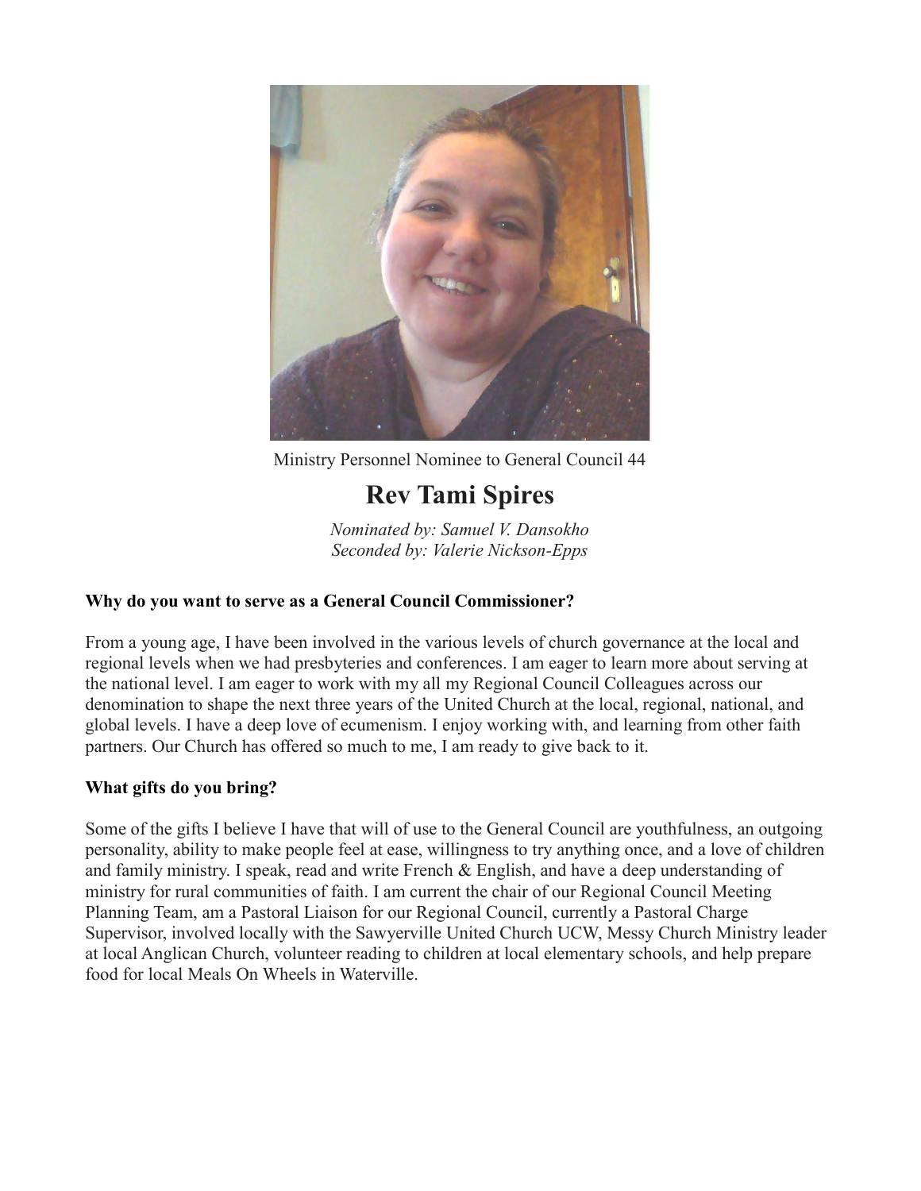Ministry Personnel Nominee to General Council 44

# Rev Tami Spires

*Nominated by: Samuel V. Dansokho*
*Seconded by: Valerie Nickson-Epps*

**Why do you want to serve as a General Council Commissioner?**

From a young age, I have been involved in the various levels of church governance at the local and regional levels when we had presbyteries and conferences. I am eager to learn more about serving at the national level. I am eager to work with my all my Regional Council Colleagues across our denomination to shape the next three years of the United Church at the local, regional, national, and global levels. I have a deep love of ecumenism. I enjoy working with, and learning from other faith partners. Our Church has offered so much to me, I am ready to give back to it.

**What gifts do you bring?**

Some of the gifts I believe I have that will of use to the General Council are youthfulness, an outgoing personality, ability to make people feel at ease, willingness to try anything once, and a love of children and family ministry. I speak, read and write French & English, and have a deep understanding of ministry for rural communities of faith. I am current the chair of our Regional Council Meeting Planning Team, am a Pastoral Liaison for our Regional Council, currently a Pastoral Charge Supervisor, involved locally with the Sawyerville United Church UCW, Messy Church Ministry leader at local Anglican Church, volunteer reading to children at local elementary schools, and help prepare food for local Meals On Wheels in Waterville.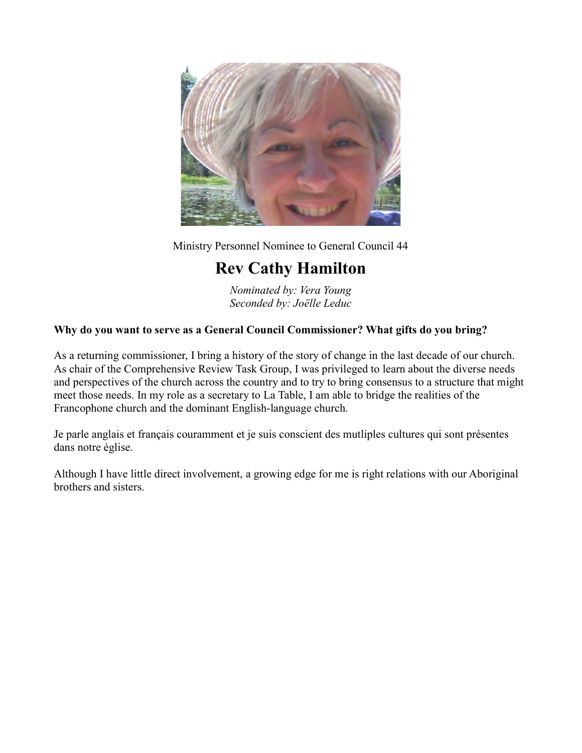Ministry Personnel Nominee to General Council 44

# Rev Cathy Hamilton

*Nominated by: Vera Young*
*Seconded by: Joëlle Leduc*

**Why do you want to serve as a General Council Commissioner? What gifts do you bring?**

As a returning commissioner, I bring a history of the story of change in the last decade of our church. As chair of the Comprehensive Review Task Group, I was privileged to learn about the diverse needs and perspectives of the church across the country and to try to bring consensus to a structure that might meet those needs. In my role as a secretary to La Table, I am able to bridge the realities of the Francophone church and the dominant English-language church.

Je parle anglais et français couramment et je suis conscient des mutliples cultures qui sont présentes dans notre église.

Although I have little direct involvement, a growing edge for me is right relations with our Aboriginal brothers and sisters.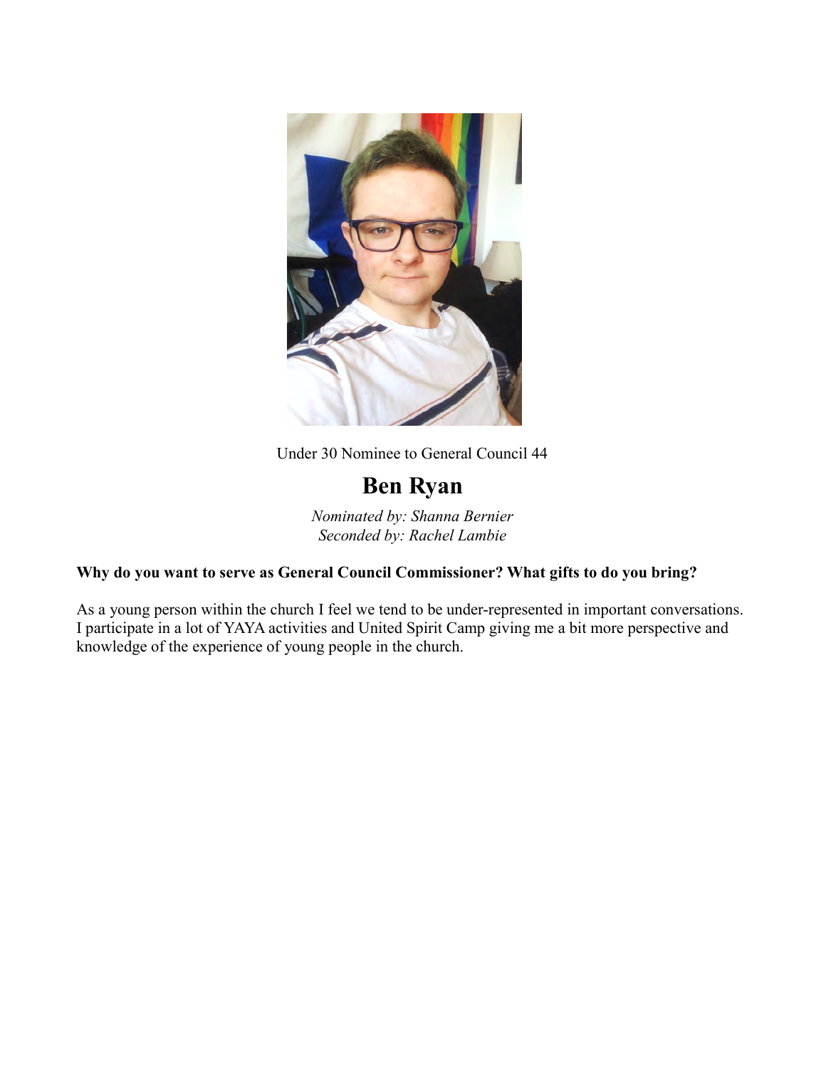Under 30 Nominee to General Council 44

# Ben Ryan

*Nominated by: Shanna Bernier*
*Seconded by: Rachel Lambie*

**Why do you want to serve as General Council Commissioner? What gifts to do you bring?**

As a young person within the church I feel we tend to be under-represented in important conversations. I participate in a lot of YAYA activities and United Spirit Camp giving me a bit more perspective and knowledge of the experience of young people in the church.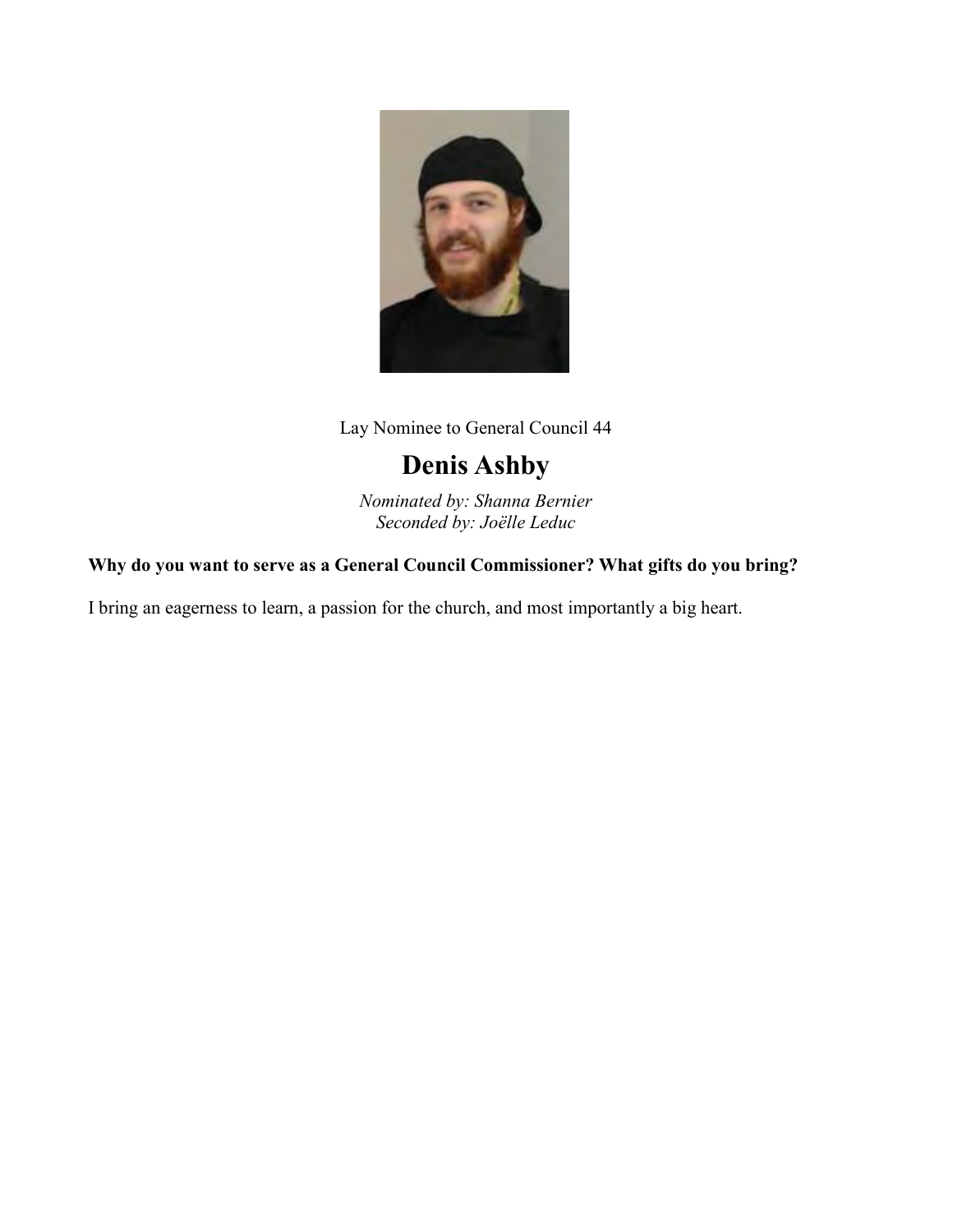Lay Nominee to General Council 44

# Denis Ashby

*Nominated by: Shanna Bernier*
*Seconded by: Joëlle Leduc*

**Why do you want to serve as a General Council Commissioner? What gifts do you bring?**

I bring an eagerness to learn, a passion for the church, and most importantly a big heart.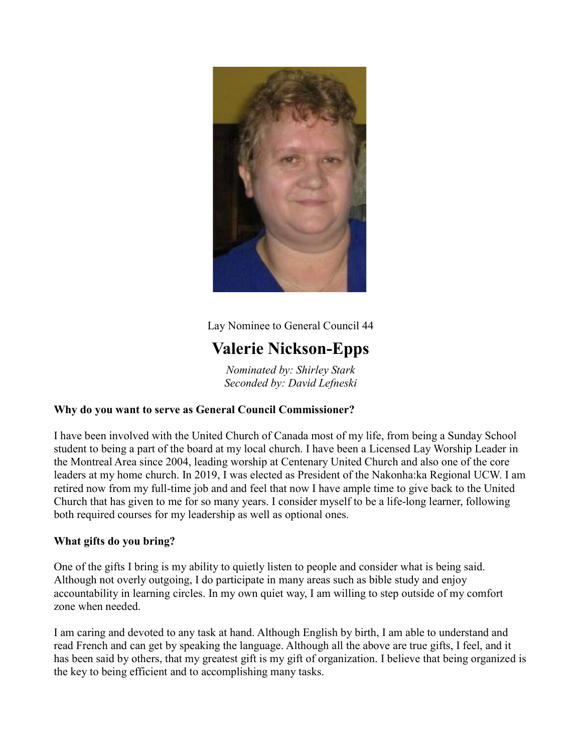Lay Nominee to General Council 44

# Valerie Nickson-Epps

*Nominated by: Shirley Stark*
*Seconded by: David Lefneski*

**Why do you want to serve as General Council Commissioner?**

I have been involved with the United Church of Canada most of my life, from being a Sunday School student to being a part of the board at my local church. I have been a Licensed Lay Worship Leader in the Montreal Area since 2004, leading worship at Centenary United Church and also one of the core leaders at my home church. In 2019, I was elected as President of the Nakonha:ka Regional UCW. I am retired now from my full-time job and and feel that now I have ample time to give back to the United Church that has given to me for so many years. I consider myself to be a life-long learner, following both required courses for my leadership as well as optional ones.

**What gifts do you bring?**

One of the gifts I bring is my ability to quietly listen to people and consider what is being said. Although not overly outgoing, I do participate in many areas such as bible study and enjoy accountability in learning circles. In my own quiet way, I am willing to step outside of my comfort zone when needed.

I am caring and devoted to any task at hand. Although English by birth, I am able to understand and read French and can get by speaking the language. Although all the above are true gifts, I feel, and it has been said by others, that my greatest gift is my gift of organization. I believe that being organized is the key to being efficient and to accomplishing many tasks.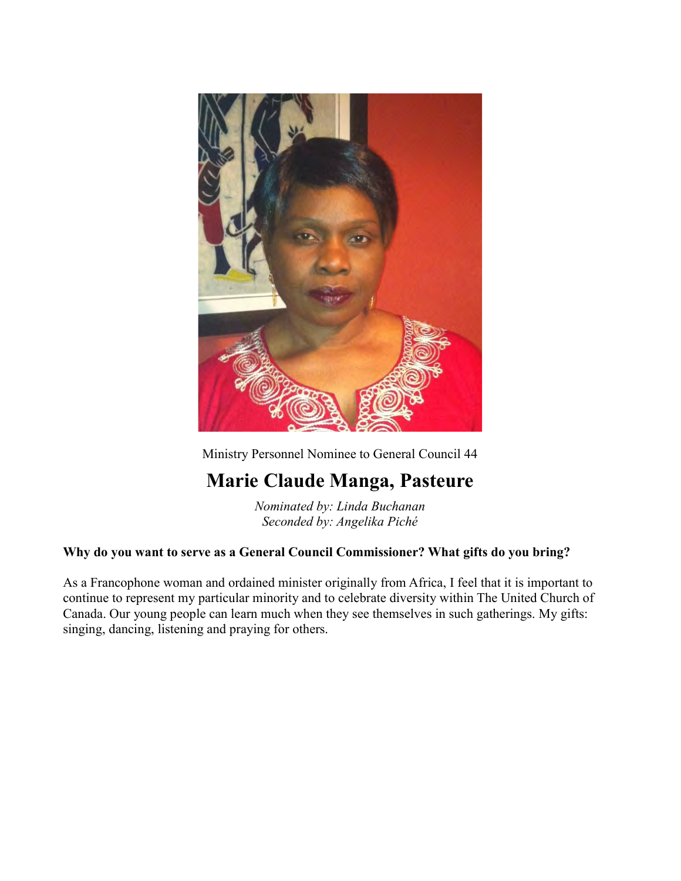Ministry Personnel Nominee to General Council 44

# Marie Claude Manga, Pasteure

*Nominated by: Linda Buchanan*
*Seconded by: Angelika Piché*

**Why do you want to serve as a General Council Commissioner? What gifts do you bring?**

As a Francophone woman and ordained minister originally from Africa, I feel that it is important to continue to represent my particular minority and to celebrate diversity within The United Church of Canada. Our young people can learn much when they see themselves in such gatherings. My gifts: singing, dancing, listening and praying for others.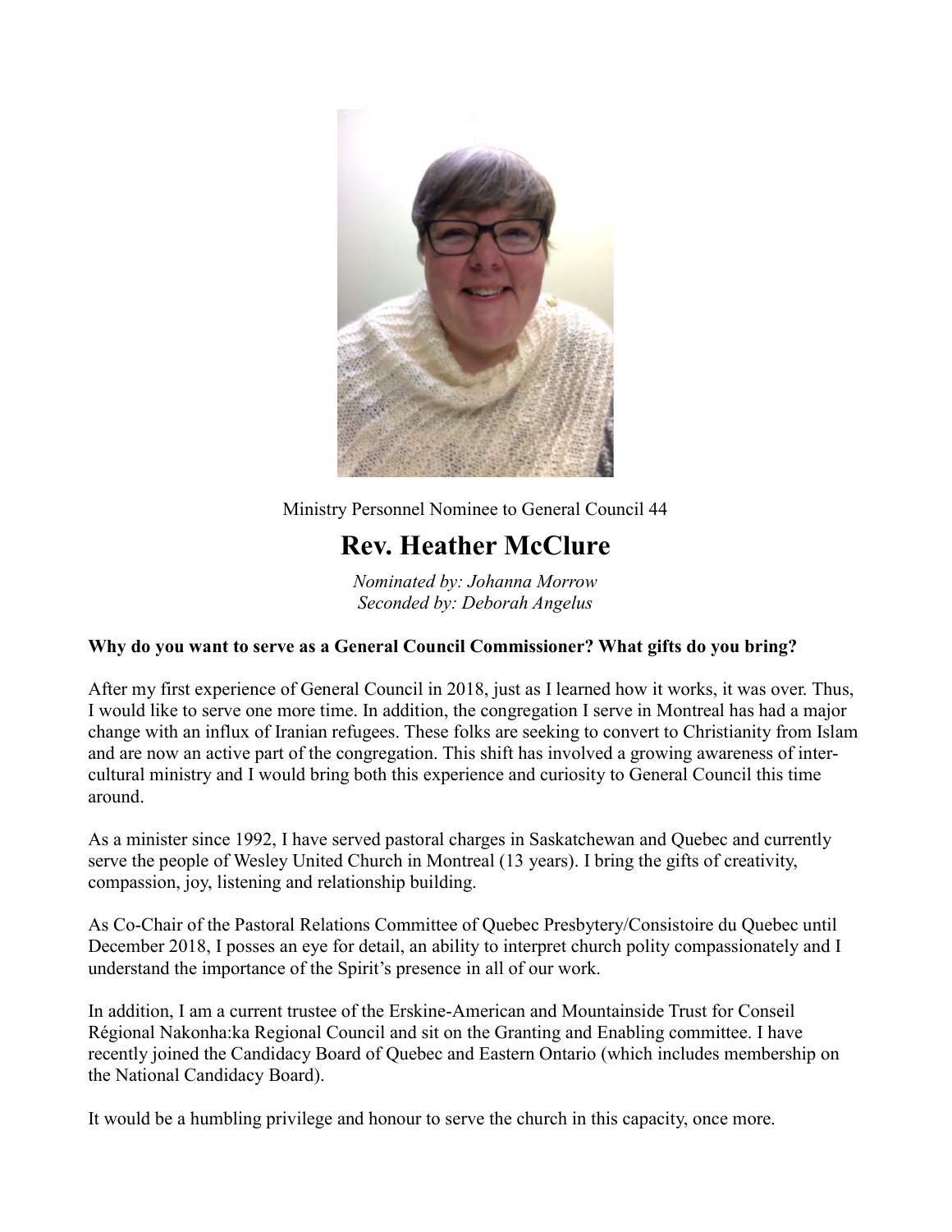Ministry Personnel Nominee to General Council 44

# Rev. Heather McClure

*Nominated by: Johanna Morrow*
*Seconded by: Deborah Angelus*

**Why do you want to serve as a General Council Commissioner? What gifts do you bring?**

After my first experience of General Council in 2018, just as I learned how it works, it was over. Thus, I would like to serve one more time. In addition, the congregation I serve in Montreal has had a major change with an influx of Iranian refugees. These folks are seeking to convert to Christianity from Islam and are now an active part of the congregation. This shift has involved a growing awareness of inter-cultural ministry and I would bring both this experience and curiosity to General Council this time around.

As a minister since 1992, I have served pastoral charges in Saskatchewan and Quebec and currently serve the people of Wesley United Church in Montreal (13 years). I bring the gifts of creativity, compassion, joy, listening and relationship building.

As Co-Chair of the Pastoral Relations Committee of Quebec Presbytery/Consistoire du Quebec until December 2018, I posses an eye for detail, an ability to interpret church polity compassionately and I understand the importance of the Spirit's presence in all of our work.

In addition, I am a current trustee of the Erskine-American and Mountainside Trust for Conseil Régional Nakonha:ka Regional Council and sit on the Granting and Enabling committee. I have recently joined the Candidacy Board of Quebec and Eastern Ontario (which includes membership on the National Candidacy Board).

It would be a humbling privilege and honour to serve the church in this capacity, once more.